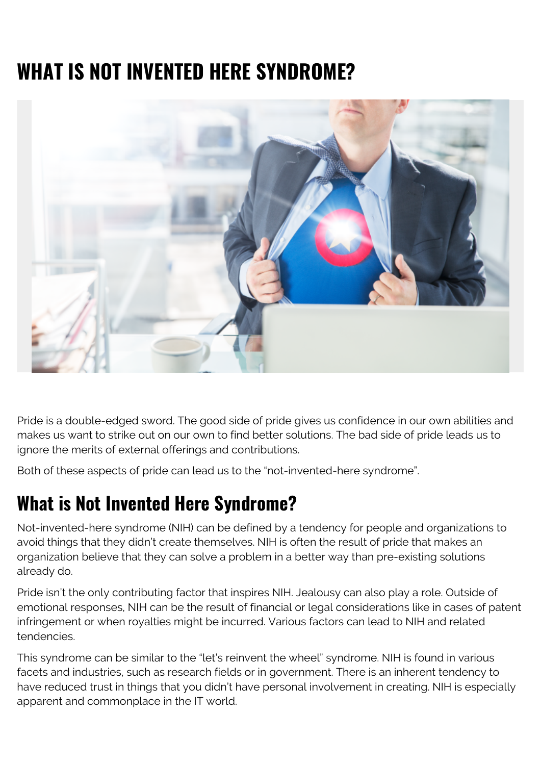# WHAT IS NOT INVENTED HERE SYNDROME?

Pride is a double-edged sword. The good side of pride gives us confidence in our own abilities and makes us want to strike out on our own to find better solutions. The bad side of pride leads us to ignore the merits of external offerings and contributions.

Both of these aspects of pride can lead us to the "not-invented-here syndrome".

## What is Not Invented Here Syndrome?

Not-invented-here syndrome (NIH) can be defined by a tendency for people and organizations to avoid things that they didn't create themselves. NIH is often the result of pride that makes an organization believe that they can solve a problem in a better way than pre-existing solutions already do.

Pride isn't the only contributing factor that inspires NIH. Jealousy can also play a role. Outside of emotional responses, NIH can be the result of financial or legal considerations like in cases of patent infringement or when royalties might be incurred. Various factors can lead to NIH and related tendencies.

This syndrome can be similar to the "let's reinvent the wheel" syndrome. NIH is found in various facets and industries, such as research fields or in government. There is an inherent tendency to have reduced trust in things that you didn't have personal involvement in creating. NIH is especially apparent and commonplace in the IT world.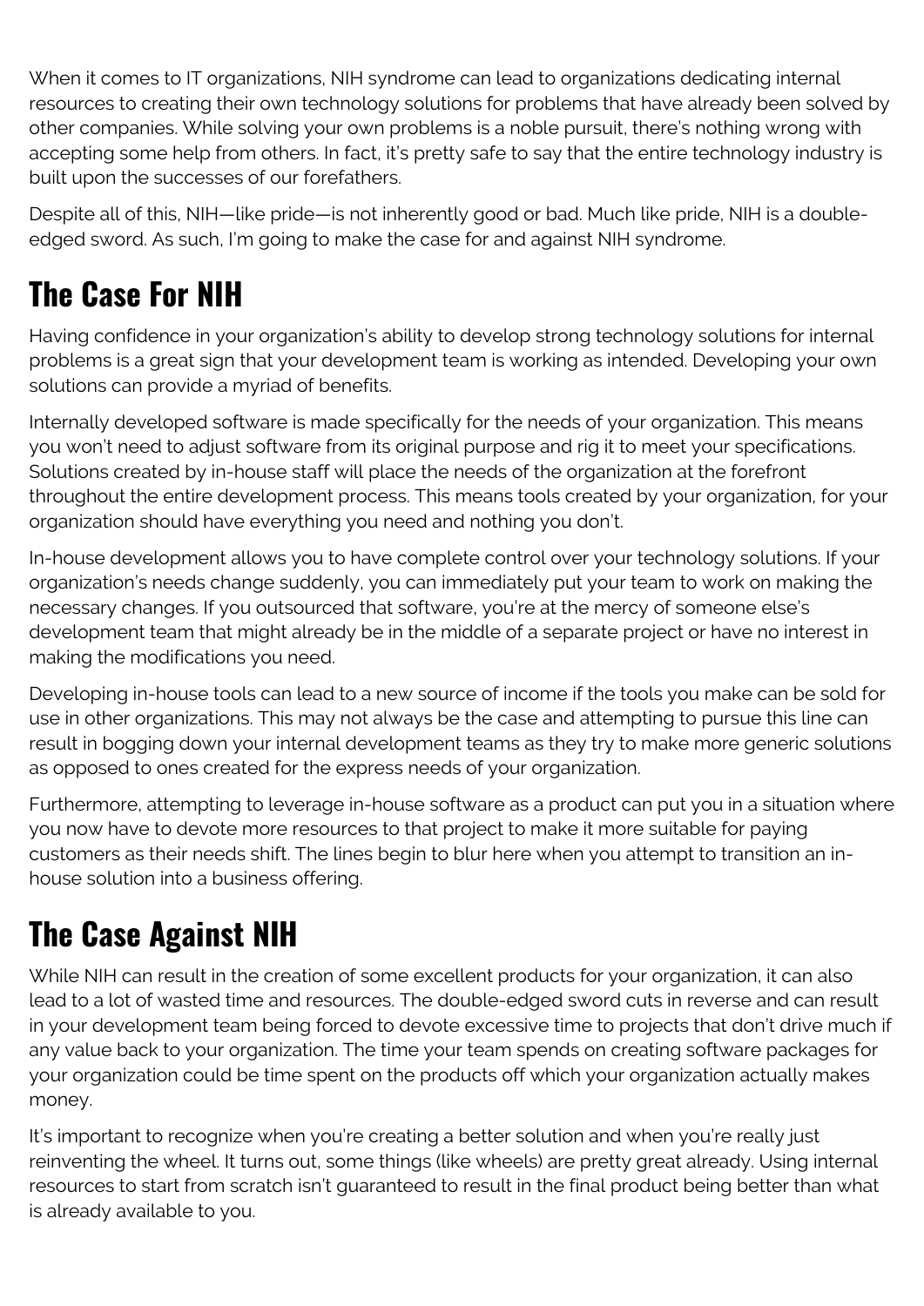When it comes to IT organizations, NIH syndrome can lead to organizations dedicating internal resources to creating their own technology solutions for problems that have already been solved by other companies. While solving your own problems is a noble pursuit, there's nothing wrong with accepting some help from others. In fact, it's pretty safe to say that the entire technology industry is built upon the successes of our forefathers.

Despite all of this, NIH—like pride—is not inherently good or bad. Much like pride, NIH is a double-edged sword. As such, I'm going to make the case for and against NIH syndrome.

## The Case For NIH

Having confidence in your organization's ability to develop strong technology solutions for internal problems is a great sign that your development team is working as intended. Developing your own solutions can provide a myriad of benefits.

Internally developed software is made specifically for the needs of your organization. This means you won't need to adjust software from its original purpose and rig it to meet your specifications. Solutions created by in-house staff will place the needs of the organization at the forefront throughout the entire development process. This means tools created by your organization, for your organization should have everything you need and nothing you don't.

In-house development allows you to have complete control over your technology solutions. If your organization's needs change suddenly, you can immediately put your team to work on making the necessary changes. If you outsourced that software, you're at the mercy of someone else's development team that might already be in the middle of a separate project or have no interest in making the modifications you need.

Developing in-house tools can lead to a new source of income if the tools you make can be sold for use in other organizations. This may not always be the case and attempting to pursue this line can result in bogging down your internal development teams as they try to make more generic solutions as opposed to ones created for the express needs of your organization.

Furthermore, attempting to leverage in-house software as a product can put you in a situation where you now have to devote more resources to that project to make it more suitable for paying customers as their needs shift. The lines begin to blur here when you attempt to transition an in-house solution into a business offering.

## The Case Against NIH

While NIH can result in the creation of some excellent products for your organization, it can also lead to a lot of wasted time and resources. The double-edged sword cuts in reverse and can result in your development team being forced to devote excessive time to projects that don't drive much if any value back to your organization. The time your team spends on creating software packages for your organization could be time spent on the products off which your organization actually makes money.

It's important to recognize when you're creating a better solution and when you're really just reinventing the wheel. It turns out, some things (like wheels) are pretty great already. Using internal resources to start from scratch isn't guaranteed to result in the final product being better than what is already available to you.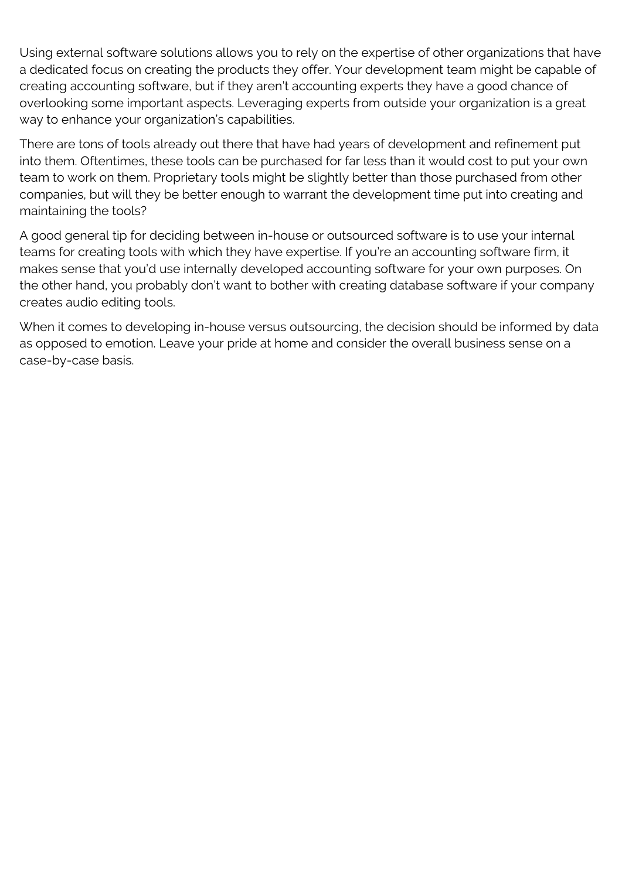Using external software solutions allows you to rely on the expertise of other organizations that have a dedicated focus on creating the products they offer. Your development team might be capable of creating accounting software, but if they aren't accounting experts they have a good chance of overlooking some important aspects. Leveraging experts from outside your organization is a great way to enhance your organization's capabilities.

There are tons of tools already out there that have had years of development and refinement put into them. Oftentimes, these tools can be purchased for far less than it would cost to put your own team to work on them. Proprietary tools might be slightly better than those purchased from other companies, but will they be better enough to warrant the development time put into creating and maintaining the tools?

A good general tip for deciding between in-house or outsourced software is to use your internal teams for creating tools with which they have expertise. If you're an accounting software firm, it makes sense that you'd use internally developed accounting software for your own purposes. On the other hand, you probably don't want to bother with creating database software if your company creates audio editing tools.

When it comes to developing in-house versus outsourcing, the decision should be informed by data as opposed to emotion. Leave your pride at home and consider the overall business sense on a case-by-case basis.